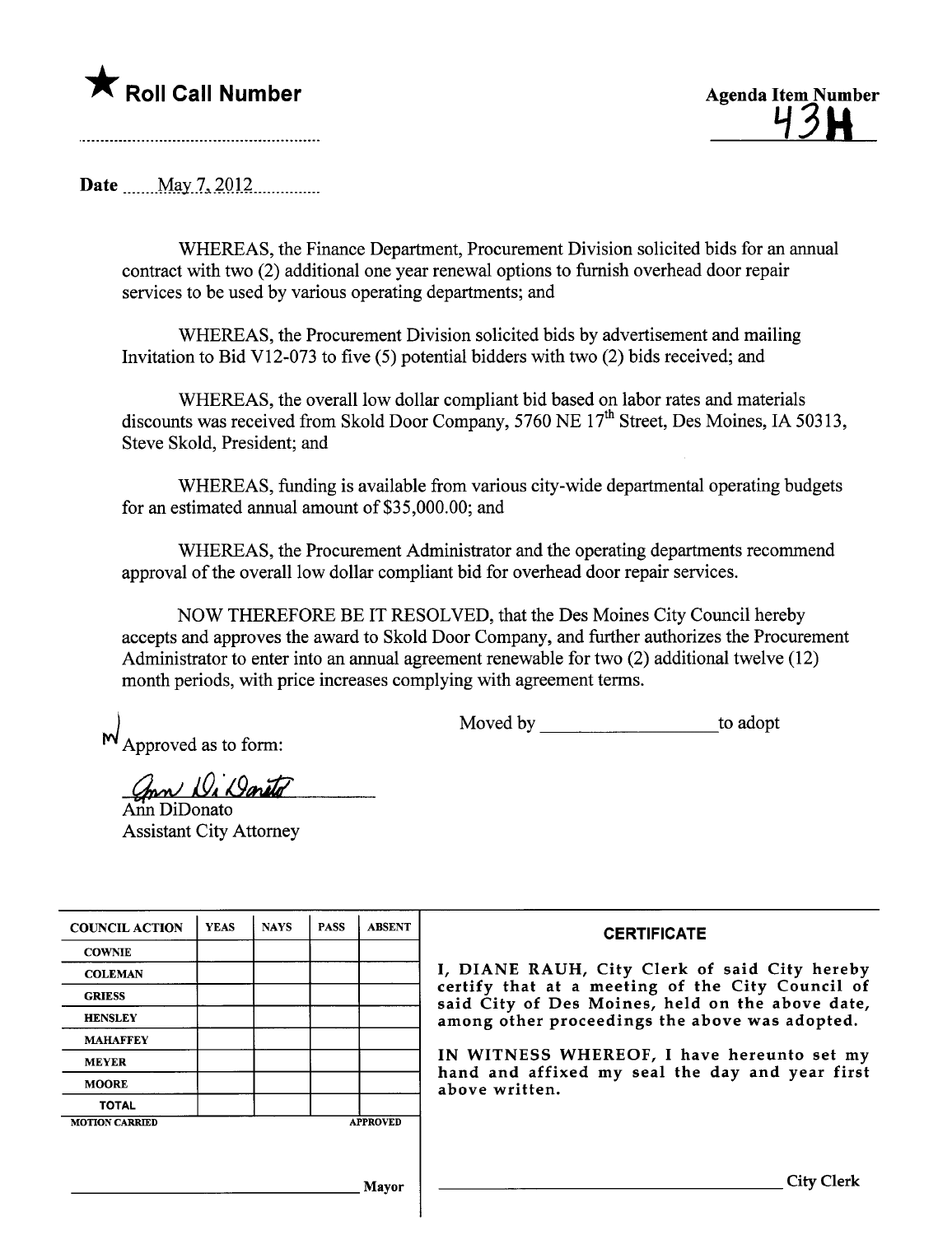★ **Roll Call Number**

........................................................

**Agenda Item Number**

**43H**

**Date** ......May 7, 2012..............

WHEREAS, the Finance Department, Procurement Division solicited bids for an annual contract with two (2) additional one year renewal options to furnish overhead door repair services to be used by various operating departments; and

WHEREAS, the Procurement Division solicited bids by advertisement and mailing Invitation to Bid V12-073 to five (5) potential bidders with two (2) bids received; and

WHEREAS, the overall low dollar compliant bid based on labor rates and materials discounts was received from Skold Door Company, 5760 NE 17th Street, Des Moines, IA 50313, Steve Skold, President; and

WHEREAS, funding is available from various city-wide departmental operating budgets for an estimated annual amount of $35,000.00; and

WHEREAS, the Procurement Administrator and the operating departments recommend approval of the overall low dollar compliant bid for overhead door repair services.

NOW THEREFORE BE IT RESOLVED, that the Des Moines City Council hereby accepts and approves the award to Skold Door Company, and further authorizes the Procurement Administrator to enter into an annual agreement renewable for two (2) additional twelve (12) month periods, with price increases complying with agreement terms.

Moved by ____________________ to adopt

Approved as to form:

Ann DiDonato
Assistant City Attorney

| COUNCIL ACTION | YEAS | NAYS | PASS | ABSENT |
|---|---|---|---|---|
| COWNIE | | | | |
| COLEMAN | | | | |
| GRIESS | | | | |
| HENSLEY | | | | |
| MAHAFFEY | | | | |
| MEYER | | | | |
| MOORE | | | | |
| TOTAL | | | | |
| MOTION CARRIED | | | | APPROVED |

______________________________ Mayor

**CERTIFICATE**

I, DIANE RAUH, City Clerk of said City hereby certify that at a meeting of the City Council of said City of Des Moines, held on the above date, among other proceedings the above was adopted.

IN WITNESS WHEREOF, I have hereunto set my hand and affixed my seal the day and year first above written.

______________________________ City Clerk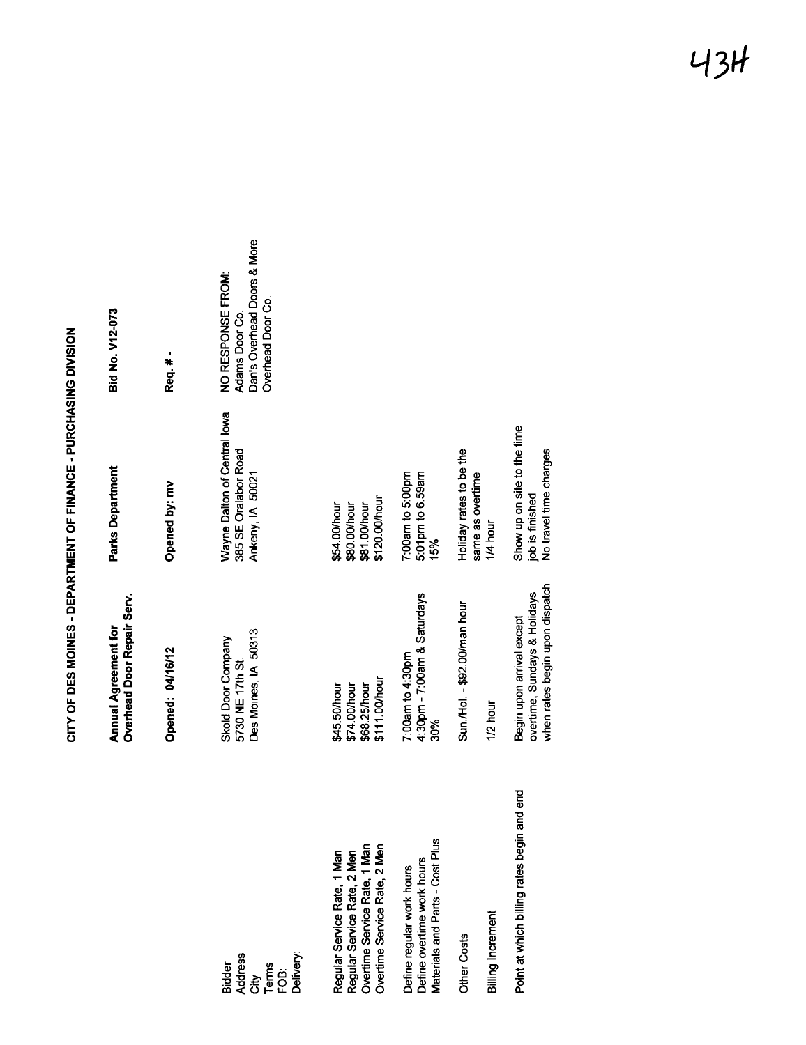43H

# CITY OF DES MOINES - DEPARTMENT OF FINANCE - PURCHASING DIVISION

| | | | |
|---|---|---|---|
| | **Annual Agreement for Overhead Door Repair Serv.** | **Parks Department** | **Bid No. V12-073** |
| | **Opened: 04/16/12** | **Opened by: mv** | **Req. # -** |
| Bidder | Skold Door Company | Wayne Dalton of Central Iowa | NO RESPONSE FROM: |
| Address | 5730 NE 17th St. | 385 SE Oralabor Road | Adams Door Co. |
| City | Des Moines, IA 50313 | Ankeny, IA 50021 | Dan's Overhead Doors & More |
| Terms | | | Overhead Door Co. |
| FOB: | | | |
| Delivery: | | | |
| Regular Service Rate, 1 Man | $45.50/hour | $54.00/hour | |
| Regular Service Rate, 2 Men | $74.00/hour | $80.00/hour | |
| Overtime Service Rate, 1 Man | $68.25/hour | $81.00/hour | |
| Overtime Service Rate, 2 Men | $111.00/hour | $120.00/hour | |
| Define regular work hours | 7:00am to 4:30pm | 7:00am to 5:00pm | |
| Define overtime work hours | 4:30pm - 7:00am & Saturdays | 5:01pm to 6:59am | |
| Materials and Parts - Cost Plus | 30% | 15% | |
| Other Costs | Sun./Hol. - $92.00/man hour | Holiday rates to be the same as overtime | |
| Billing Increment | 1/2 hour | 1/4 hour | |
| Point at which billing rates begin and end | Begin upon arrival except overtime, Sundays & Holidays when rates begin upon dispatch | Show up on site to the time job is finished No travel time charges | |